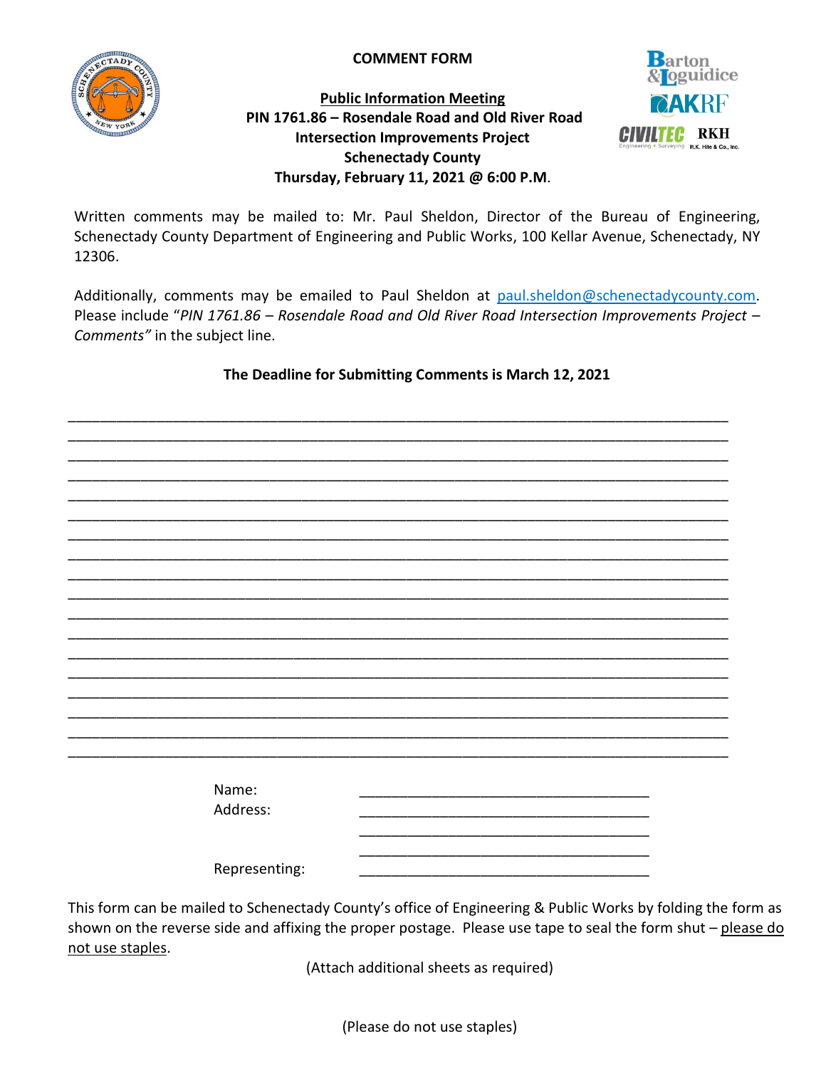# COMMENT FORM

**Public Information Meeting**
**PIN 1761.86 – Rosendale Road and Old River Road Intersection Improvements Project**
**Schenectady County**
**Thursday, February 11, 2021 @ 6:00 P.M.**

Written comments may be mailed to: Mr. Paul Sheldon, Director of the Bureau of Engineering, Schenectady County Department of Engineering and Public Works, 100 Kellar Avenue, Schenectady, NY 12306.

Additionally, comments may be emailed to Paul Sheldon at paul.sheldon@schenectadycounty.com. Please include "*PIN 1761.86 – Rosendale Road and Old River Road Intersection Improvements Project – Comments"* in the subject line.

**The Deadline for Submitting Comments is March 12, 2021**

_______________________________________________________________________________
_______________________________________________________________________________
_______________________________________________________________________________
_______________________________________________________________________________
_______________________________________________________________________________
_______________________________________________________________________________
_______________________________________________________________________________
_______________________________________________________________________________
_______________________________________________________________________________
_______________________________________________________________________________
_______________________________________________________________________________
_______________________________________________________________________________
_______________________________________________________________________________
_______________________________________________________________________________
_______________________________________________________________________________
_______________________________________________________________________________
_______________________________________________________________________________
_______________________________________________________________________________

Name: ____________________________________
Address: ____________________________________
____________________________________
____________________________________
Representing: ____________________________________

This form can be mailed to Schenectady County's office of Engineering & Public Works by folding the form as shown on the reverse side and affixing the proper postage. Please use tape to seal the form shut – please do not use staples.

(Attach additional sheets as required)

(Please do not use staples)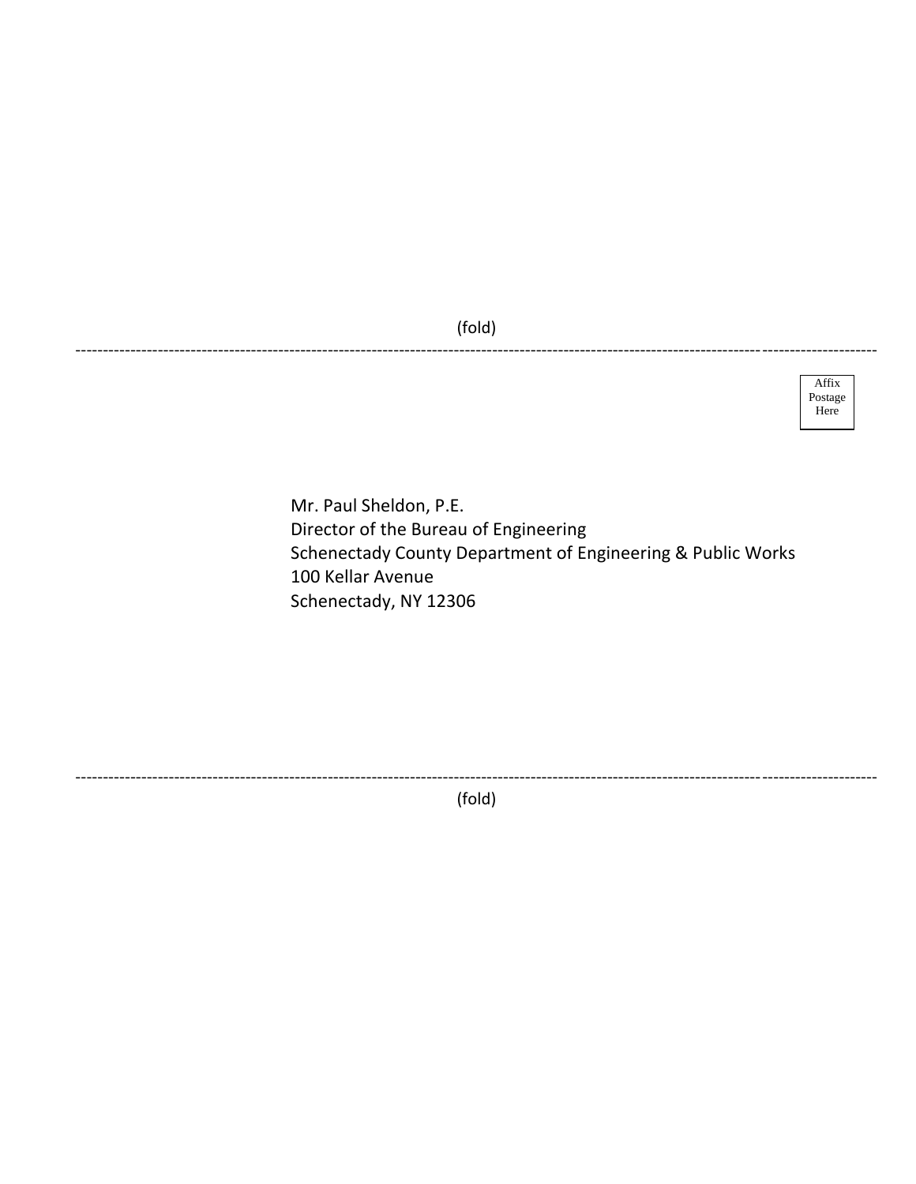(fold)

---

Affix Postage Here

Mr. Paul Sheldon, P.E.
Director of the Bureau of Engineering
Schenectady County Department of Engineering & Public Works
100 Kellar Avenue
Schenectady, NY 12306

---

(fold)